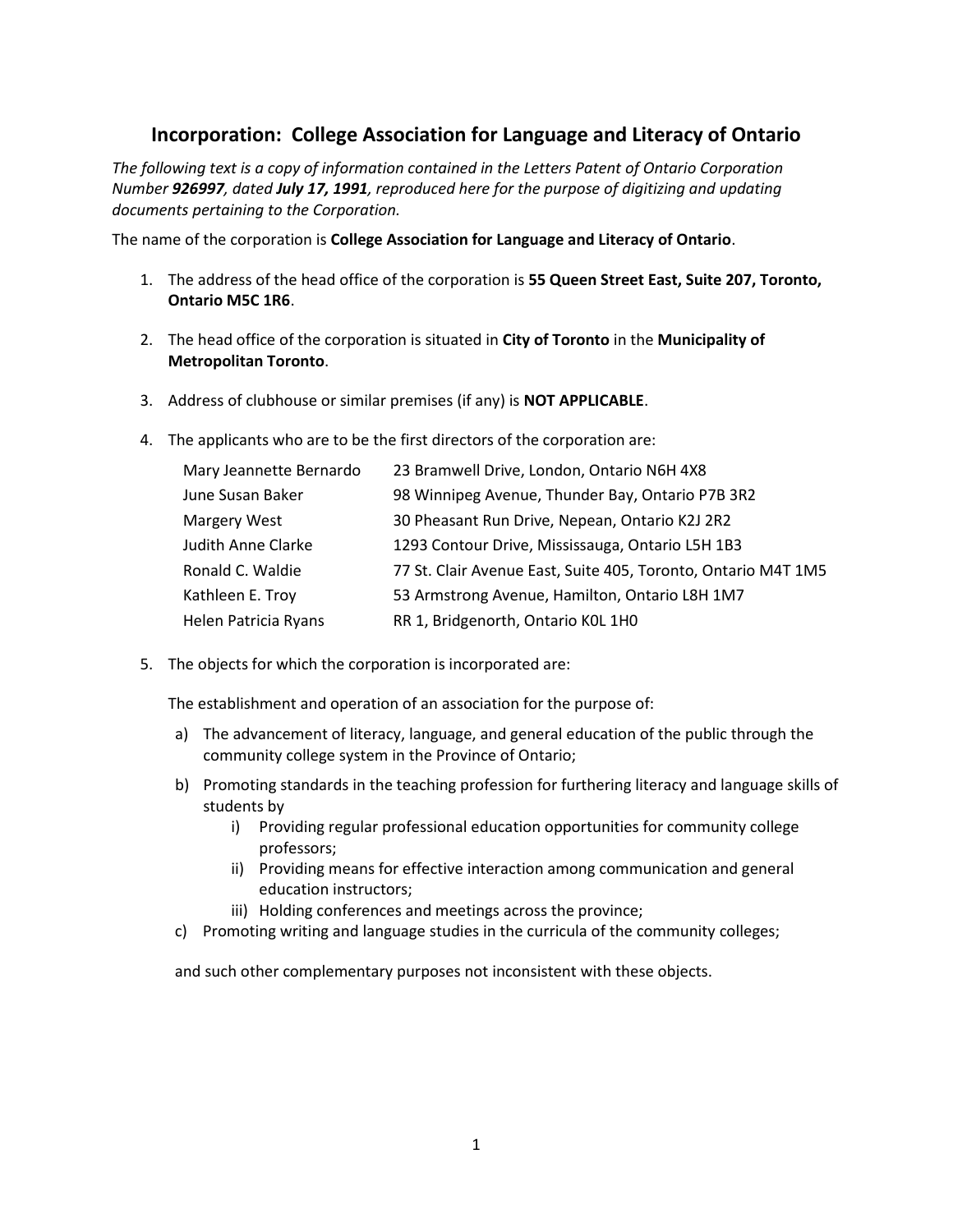# Incorporation: College Association for Language and Literacy of Ontario

*The following text is a copy of information contained in the Letters Patent of Ontario Corporation Number **926997**, dated **July 17, 1991**, reproduced here for the purpose of digitizing and updating documents pertaining to the Corporation.*

The name of the corporation is **College Association for Language and Literacy of Ontario**.

1. The address of the head office of the corporation is **55 Queen Street East, Suite 207, Toronto, Ontario M5C 1R6**.

2. The head office of the corporation is situated in **City of Toronto** in the **Municipality of Metropolitan Toronto**.

3. Address of clubhouse or similar premises (if any) is **NOT APPLICABLE**.

4. The applicants who are to be the first directors of the corporation are:

| | |
|---|---|
| Mary Jeannette Bernardo | 23 Bramwell Drive, London, Ontario N6H 4X8 |
| June Susan Baker | 98 Winnipeg Avenue, Thunder Bay, Ontario P7B 3R2 |
| Margery West | 30 Pheasant Run Drive, Nepean, Ontario K2J 2R2 |
| Judith Anne Clarke | 1293 Contour Drive, Mississauga, Ontario L5H 1B3 |
| Ronald C. Waldie | 77 St. Clair Avenue East, Suite 405, Toronto, Ontario M4T 1M5 |
| Kathleen E. Troy | 53 Armstrong Avenue, Hamilton, Ontario L8H 1M7 |
| Helen Patricia Ryans | RR 1, Bridgenorth, Ontario K0L 1H0 |

5. The objects for which the corporation is incorporated are:

   The establishment and operation of an association for the purpose of:

   a) The advancement of literacy, language, and general education of the public through the community college system in the Province of Ontario;
   b) Promoting standards in the teaching profession for furthering literacy and language skills of students by
      i) Providing regular professional education opportunities for community college professors;
      ii) Providing means for effective interaction among communication and general education instructors;
      iii) Holding conferences and meetings across the province;
   c) Promoting writing and language studies in the curricula of the community colleges;

   and such other complementary purposes not inconsistent with these objects.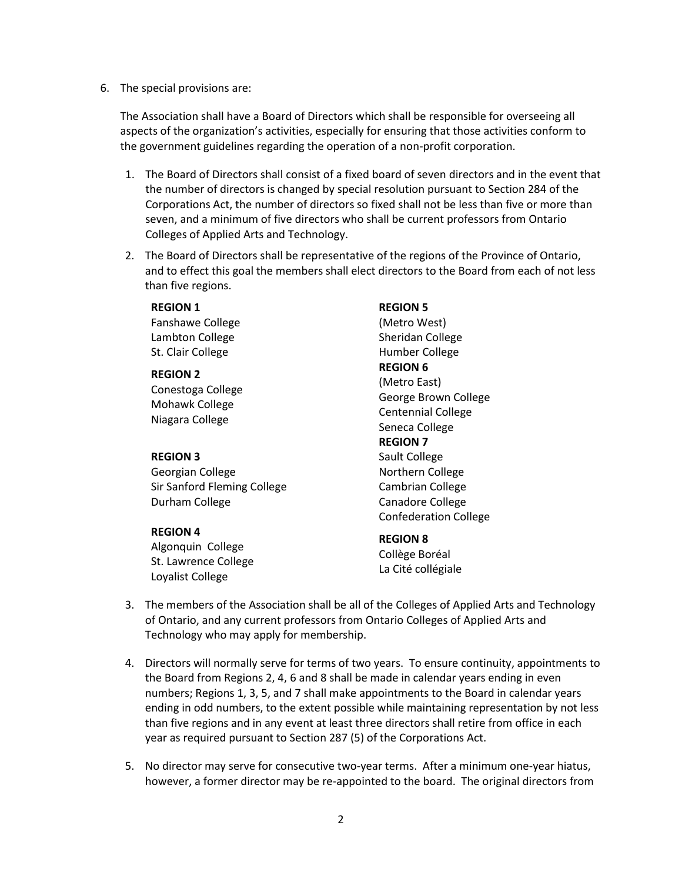6. The special provisions are:

   The Association shall have a Board of Directors which shall be responsible for overseeing all aspects of the organization's activities, especially for ensuring that those activities conform to the government guidelines regarding the operation of a non-profit corporation.

   1. The Board of Directors shall consist of a fixed board of seven directors and in the event that the number of directors is changed by special resolution pursuant to Section 284 of the Corporations Act, the number of directors so fixed shall not be less than five or more than seven, and a minimum of five directors who shall be current professors from Ontario Colleges of Applied Arts and Technology.

   2. The Board of Directors shall be representative of the regions of the Province of Ontario, and to effect this goal the members shall elect directors to the Board from each of not less than five regions.

      **REGION 1**
      Fanshawe College
      Lambton College
      St. Clair College

      **REGION 2**
      Conestoga College
      Mohawk College
      Niagara College

      **REGION 3**
      Georgian College
      Sir Sanford Fleming College
      Durham College

      **REGION 4**
      Algonquin College
      St. Lawrence College
      Loyalist College

      **REGION 5**
      (Metro West)
      Sheridan College
      Humber College

      **REGION 6**
      (Metro East)
      George Brown College
      Centennial College
      Seneca College

      **REGION 7**
      Sault College
      Northern College
      Cambrian College
      Canadore College
      Confederation College

      **REGION 8**
      Collège Boréal
      La Cité collégiale

   3. The members of the Association shall be all of the Colleges of Applied Arts and Technology of Ontario, and any current professors from Ontario Colleges of Applied Arts and Technology who may apply for membership.

   4. Directors will normally serve for terms of two years. To ensure continuity, appointments to the Board from Regions 2, 4, 6 and 8 shall be made in calendar years ending in even numbers; Regions 1, 3, 5, and 7 shall make appointments to the Board in calendar years ending in odd numbers, to the extent possible while maintaining representation by not less than five regions and in any event at least three directors shall retire from office in each year as required pursuant to Section 287 (5) of the Corporations Act.

   5. No director may serve for consecutive two-year terms. After a minimum one-year hiatus, however, a former director may be re-appointed to the board. The original directors from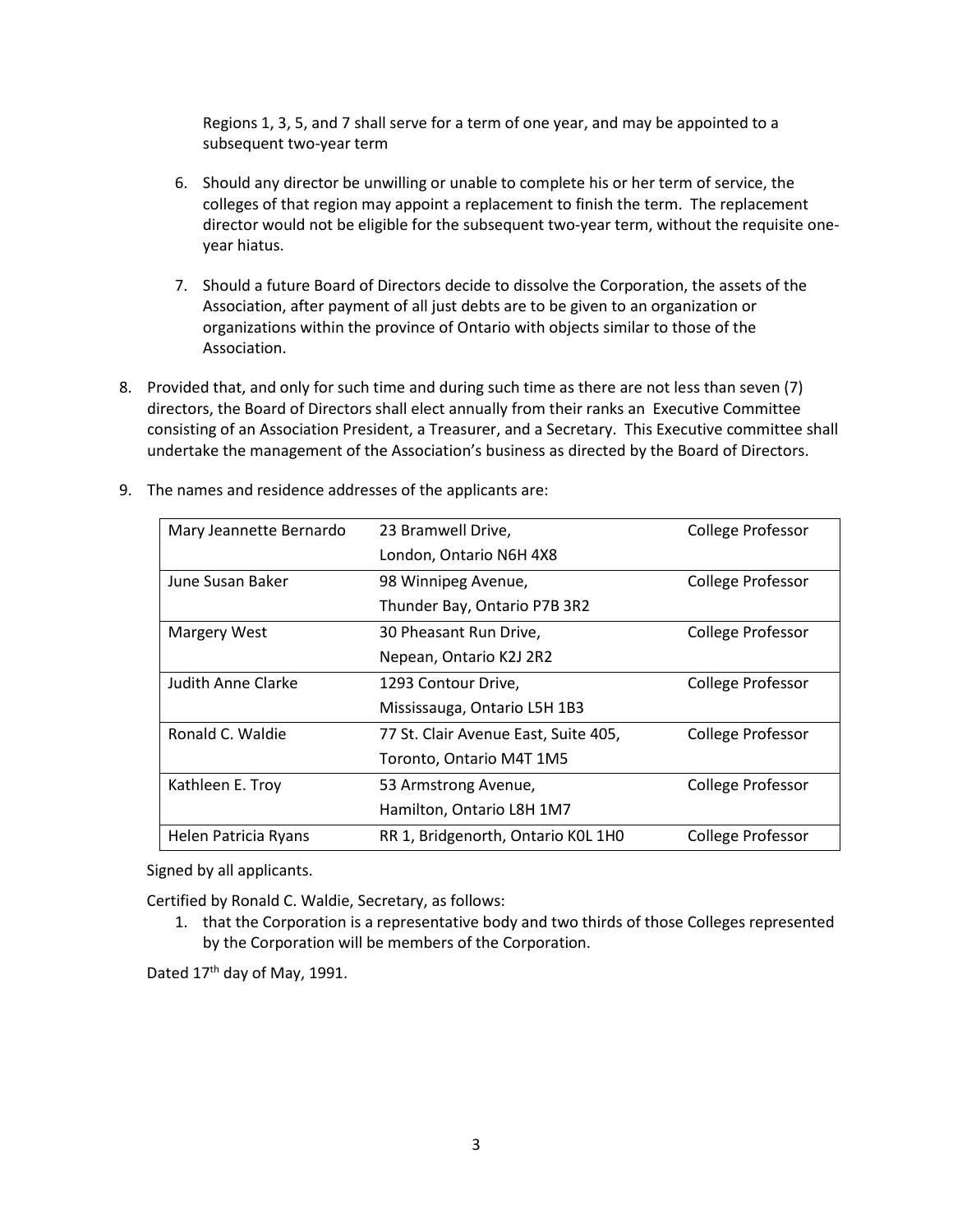Regions 1, 3, 5, and 7 shall serve for a term of one year, and may be appointed to a subsequent two-year term

6. Should any director be unwilling or unable to complete his or her term of service, the colleges of that region may appoint a replacement to finish the term. The replacement director would not be eligible for the subsequent two-year term, without the requisite one-year hiatus.

7. Should a future Board of Directors decide to dissolve the Corporation, the assets of the Association, after payment of all just debts are to be given to an organization or organizations within the province of Ontario with objects similar to those of the Association.

8. Provided that, and only for such time and during such time as there are not less than seven (7) directors, the Board of Directors shall elect annually from their ranks an Executive Committee consisting of an Association President, a Treasurer, and a Secretary. This Executive committee shall undertake the management of the Association's business as directed by the Board of Directors.

9. The names and residence addresses of the applicants are:

| | | |
|---|---|---|
| Mary Jeannette Bernardo | 23 Bramwell Drive, London, Ontario N6H 4X8 | College Professor |
| June Susan Baker | 98 Winnipeg Avenue, Thunder Bay, Ontario P7B 3R2 | College Professor |
| Margery West | 30 Pheasant Run Drive, Nepean, Ontario K2J 2R2 | College Professor |
| Judith Anne Clarke | 1293 Contour Drive, Mississauga, Ontario L5H 1B3 | College Professor |
| Ronald C. Waldie | 77 St. Clair Avenue East, Suite 405, Toronto, Ontario M4T 1M5 | College Professor |
| Kathleen E. Troy | 53 Armstrong Avenue, Hamilton, Ontario L8H 1M7 | College Professor |
| Helen Patricia Ryans | RR 1, Bridgenorth, Ontario K0L 1H0 | College Professor |

Signed by all applicants.

Certified by Ronald C. Waldie, Secretary, as follows:

1. that the Corporation is a representative body and two thirds of those Colleges represented by the Corporation will be members of the Corporation.

Dated 17th day of May, 1991.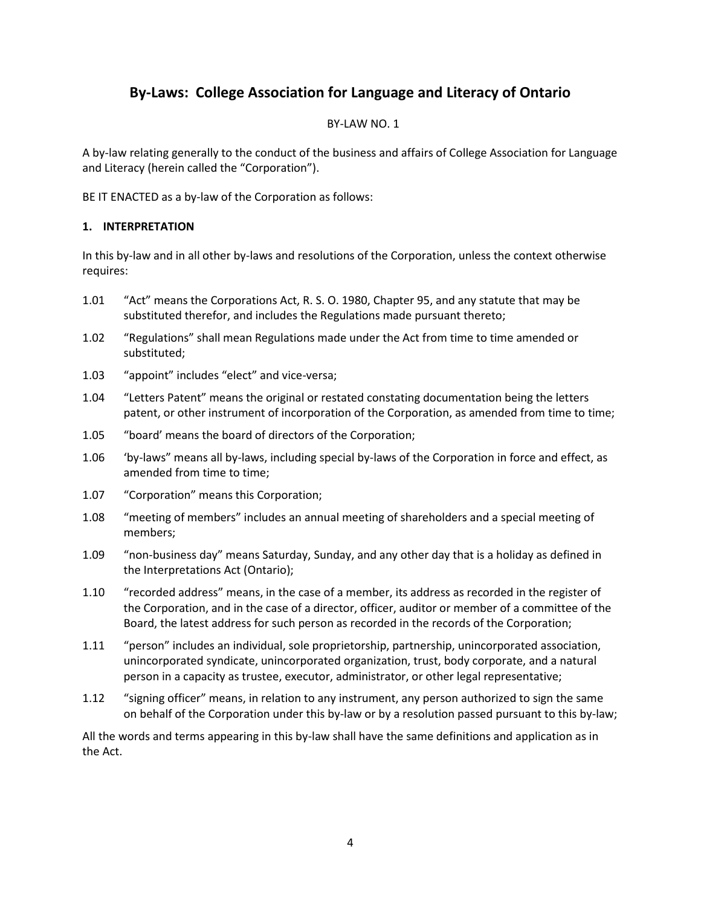# By-Laws: College Association for Language and Literacy of Ontario

BY-LAW NO. 1

A by-law relating generally to the conduct of the business and affairs of College Association for Language and Literacy (herein called the "Corporation").

BE IT ENACTED as a by-law of the Corporation as follows:

### 1. INTERPRETATION

In this by-law and in all other by-laws and resolutions of the Corporation, unless the context otherwise requires:

1.01 "Act" means the Corporations Act, R. S. O. 1980, Chapter 95, and any statute that may be substituted therefor, and includes the Regulations made pursuant thereto;

1.02 "Regulations" shall mean Regulations made under the Act from time to time amended or substituted;

1.03 "appoint" includes "elect" and vice-versa;

1.04 "Letters Patent" means the original or restated constating documentation being the letters patent, or other instrument of incorporation of the Corporation, as amended from time to time;

1.05 "board' means the board of directors of the Corporation;

1.06 'by-laws" means all by-laws, including special by-laws of the Corporation in force and effect, as amended from time to time;

1.07 "Corporation" means this Corporation;

1.08 "meeting of members" includes an annual meeting of shareholders and a special meeting of members;

1.09 "non-business day" means Saturday, Sunday, and any other day that is a holiday as defined in the Interpretations Act (Ontario);

1.10 "recorded address" means, in the case of a member, its address as recorded in the register of the Corporation, and in the case of a director, officer, auditor or member of a committee of the Board, the latest address for such person as recorded in the records of the Corporation;

1.11 "person" includes an individual, sole proprietorship, partnership, unincorporated association, unincorporated syndicate, unincorporated organization, trust, body corporate, and a natural person in a capacity as trustee, executor, administrator, or other legal representative;

1.12 "signing officer" means, in relation to any instrument, any person authorized to sign the same on behalf of the Corporation under this by-law or by a resolution passed pursuant to this by-law;

All the words and terms appearing in this by-law shall have the same definitions and application as in the Act.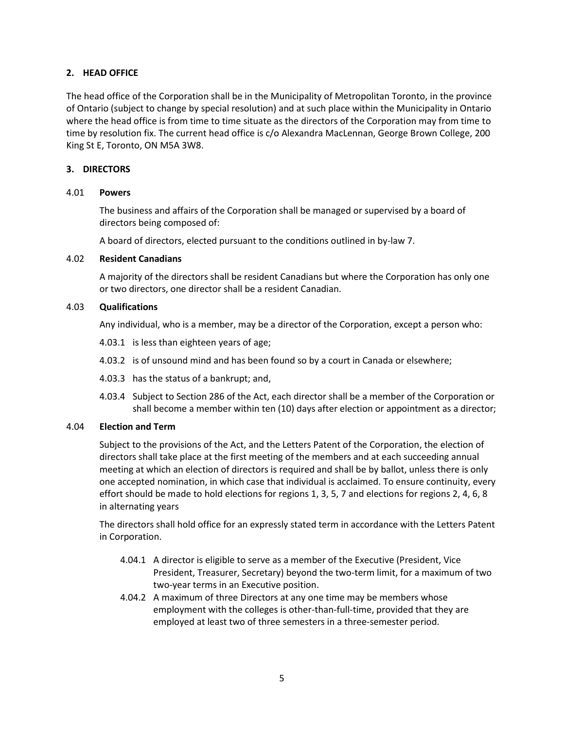## 2. HEAD OFFICE

The head office of the Corporation shall be in the Municipality of Metropolitan Toronto, in the province of Ontario (subject to change by special resolution) and at such place within the Municipality in Ontario where the head office is from time to time situate as the directors of the Corporation may from time to time by resolution fix. The current head office is c/o Alexandra MacLennan, George Brown College, 200 King St E, Toronto, ON M5A 3W8.

## 3. DIRECTORS

4.01 **Powers**

The business and affairs of the Corporation shall be managed or supervised by a board of directors being composed of:

A board of directors, elected pursuant to the conditions outlined in by-law 7.

4.02 **Resident Canadians**

A majority of the directors shall be resident Canadians but where the Corporation has only one or two directors, one director shall be a resident Canadian.

4.03 **Qualifications**

Any individual, who is a member, may be a director of the Corporation, except a person who:

4.03.1 is less than eighteen years of age;

4.03.2 is of unsound mind and has been found so by a court in Canada or elsewhere;

4.03.3 has the status of a bankrupt; and,

4.03.4 Subject to Section 286 of the Act, each director shall be a member of the Corporation or shall become a member within ten (10) days after election or appointment as a director;

4.04 **Election and Term**

Subject to the provisions of the Act, and the Letters Patent of the Corporation, the election of directors shall take place at the first meeting of the members and at each succeeding annual meeting at which an election of directors is required and shall be by ballot, unless there is only one accepted nomination, in which case that individual is acclaimed. To ensure continuity, every effort should be made to hold elections for regions 1, 3, 5, 7 and elections for regions 2, 4, 6, 8 in alternating years

The directors shall hold office for an expressly stated term in accordance with the Letters Patent in Corporation.

4.04.1 A director is eligible to serve as a member of the Executive (President, Vice President, Treasurer, Secretary) beyond the two-term limit, for a maximum of two two-year terms in an Executive position.

4.04.2 A maximum of three Directors at any one time may be members whose employment with the colleges is other-than-full-time, provided that they are employed at least two of three semesters in a three-semester period.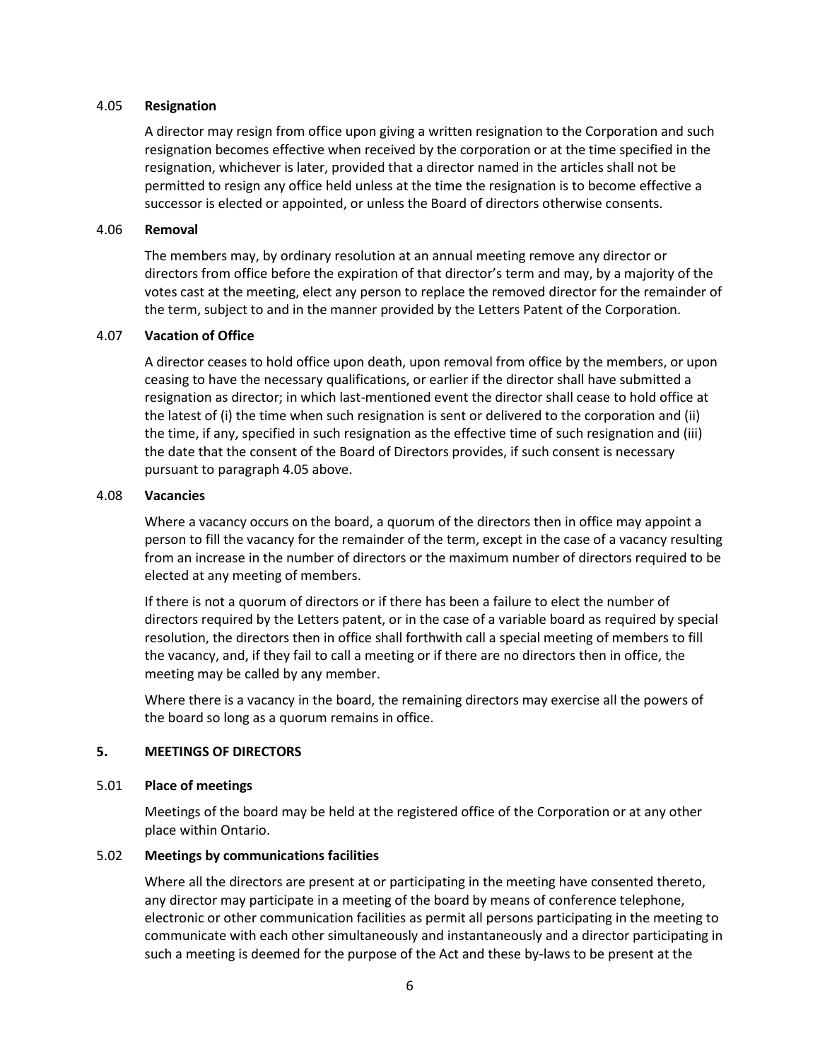### 4.05 **Resignation**

A director may resign from office upon giving a written resignation to the Corporation and such resignation becomes effective when received by the corporation or at the time specified in the resignation, whichever is later, provided that a director named in the articles shall not be permitted to resign any office held unless at the time the resignation is to become effective a successor is elected or appointed, or unless the Board of directors otherwise consents.

### 4.06 **Removal**

The members may, by ordinary resolution at an annual meeting remove any director or directors from office before the expiration of that director's term and may, by a majority of the votes cast at the meeting, elect any person to replace the removed director for the remainder of the term, subject to and in the manner provided by the Letters Patent of the Corporation.

### 4.07 **Vacation of Office**

A director ceases to hold office upon death, upon removal from office by the members, or upon ceasing to have the necessary qualifications, or earlier if the director shall have submitted a resignation as director; in which last-mentioned event the director shall cease to hold office at the latest of (i) the time when such resignation is sent or delivered to the corporation and (ii) the time, if any, specified in such resignation as the effective time of such resignation and (iii) the date that the consent of the Board of Directors provides, if such consent is necessary pursuant to paragraph 4.05 above.

### 4.08 **Vacancies**

Where a vacancy occurs on the board, a quorum of the directors then in office may appoint a person to fill the vacancy for the remainder of the term, except in the case of a vacancy resulting from an increase in the number of directors or the maximum number of directors required to be elected at any meeting of members.

If there is not a quorum of directors or if there has been a failure to elect the number of directors required by the Letters patent, or in the case of a variable board as required by special resolution, the directors then in office shall forthwith call a special meeting of members to fill the vacancy, and, if they fail to call a meeting or if there are no directors then in office, the meeting may be called by any member.

Where there is a vacancy in the board, the remaining directors may exercise all the powers of the board so long as a quorum remains in office.

## 5. MEETINGS OF DIRECTORS

### 5.01 **Place of meetings**

Meetings of the board may be held at the registered office of the Corporation or at any other place within Ontario.

### 5.02 **Meetings by communications facilities**

Where all the directors are present at or participating in the meeting have consented thereto, any director may participate in a meeting of the board by means of conference telephone, electronic or other communication facilities as permit all persons participating in the meeting to communicate with each other simultaneously and instantaneously and a director participating in such a meeting is deemed for the purpose of the Act and these by-laws to be present at the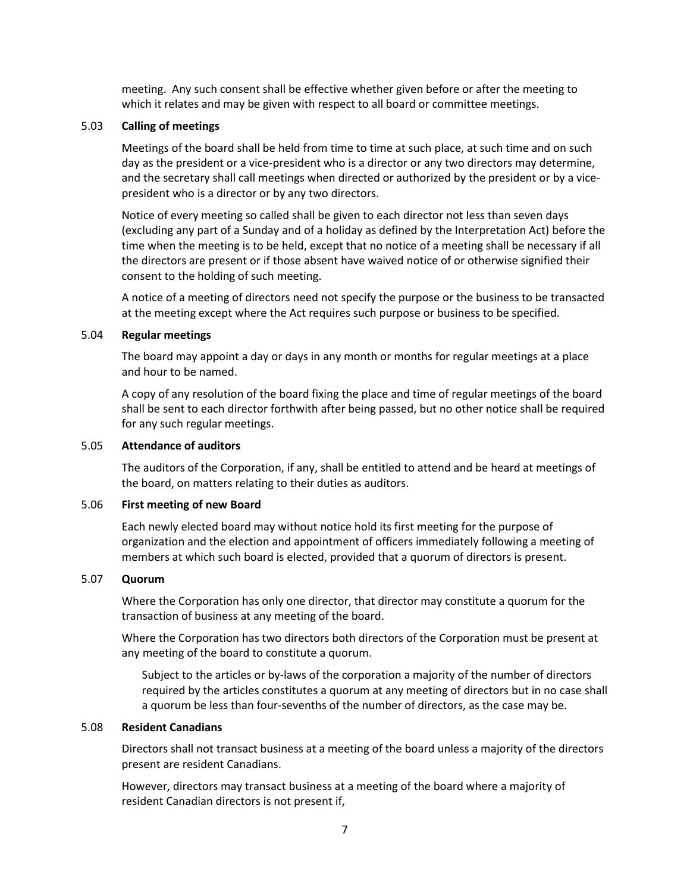meeting. Any such consent shall be effective whether given before or after the meeting to which it relates and may be given with respect to all board or committee meetings.

### 5.03 Calling of meetings

Meetings of the board shall be held from time to time at such place, at such time and on such day as the president or a vice-president who is a director or any two directors may determine, and the secretary shall call meetings when directed or authorized by the president or by a vice-president who is a director or by any two directors.

Notice of every meeting so called shall be given to each director not less than seven days (excluding any part of a Sunday and of a holiday as defined by the Interpretation Act) before the time when the meeting is to be held, except that no notice of a meeting shall be necessary if all the directors are present or if those absent have waived notice of or otherwise signified their consent to the holding of such meeting.

A notice of a meeting of directors need not specify the purpose or the business to be transacted at the meeting except where the Act requires such purpose or business to be specified.

### 5.04 Regular meetings

The board may appoint a day or days in any month or months for regular meetings at a place and hour to be named.

A copy of any resolution of the board fixing the place and time of regular meetings of the board shall be sent to each director forthwith after being passed, but no other notice shall be required for any such regular meetings.

### 5.05 Attendance of auditors

The auditors of the Corporation, if any, shall be entitled to attend and be heard at meetings of the board, on matters relating to their duties as auditors.

### 5.06 First meeting of new Board

Each newly elected board may without notice hold its first meeting for the purpose of organization and the election and appointment of officers immediately following a meeting of members at which such board is elected, provided that a quorum of directors is present.

### 5.07 Quorum

Where the Corporation has only one director, that director may constitute a quorum for the transaction of business at any meeting of the board.

Where the Corporation has two directors both directors of the Corporation must be present at any meeting of the board to constitute a quorum.

Subject to the articles or by-laws of the corporation a majority of the number of directors required by the articles constitutes a quorum at any meeting of directors but in no case shall a quorum be less than four-sevenths of the number of directors, as the case may be.

### 5.08 Resident Canadians

Directors shall not transact business at a meeting of the board unless a majority of the directors present are resident Canadians.

However, directors may transact business at a meeting of the board where a majority of resident Canadian directors is not present if,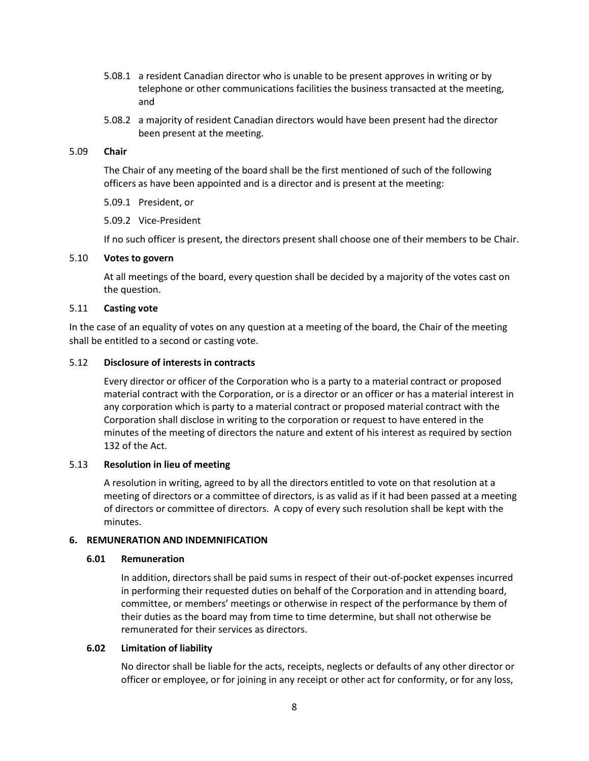5.08.1 a resident Canadian director who is unable to be present approves in writing or by telephone or other communications facilities the business transacted at the meeting, and

5.08.2 a majority of resident Canadian directors would have been present had the director been present at the meeting.

### 5.09 Chair

The Chair of any meeting of the board shall be the first mentioned of such of the following officers as have been appointed and is a director and is present at the meeting:

5.09.1 President, or

5.09.2 Vice-President

If no such officer is present, the directors present shall choose one of their members to be Chair.

### 5.10 Votes to govern

At all meetings of the board, every question shall be decided by a majority of the votes cast on the question.

### 5.11 Casting vote

In the case of an equality of votes on any question at a meeting of the board, the Chair of the meeting shall be entitled to a second or casting vote.

### 5.12 Disclosure of interests in contracts

Every director or officer of the Corporation who is a party to a material contract or proposed material contract with the Corporation, or is a director or an officer or has a material interest in any corporation which is party to a material contract or proposed material contract with the Corporation shall disclose in writing to the corporation or request to have entered in the minutes of the meeting of directors the nature and extent of his interest as required by section 132 of the Act.

### 5.13 Resolution in lieu of meeting

A resolution in writing, agreed to by all the directors entitled to vote on that resolution at a meeting of directors or a committee of directors, is as valid as if it had been passed at a meeting of directors or committee of directors. A copy of every such resolution shall be kept with the minutes.

## 6. REMUNERATION AND INDEMNIFICATION

### 6.01 Remuneration

In addition, directors shall be paid sums in respect of their out-of-pocket expenses incurred in performing their requested duties on behalf of the Corporation and in attending board, committee, or members' meetings or otherwise in respect of the performance by them of their duties as the board may from time to time determine, but shall not otherwise be remunerated for their services as directors.

### 6.02 Limitation of liability

No director shall be liable for the acts, receipts, neglects or defaults of any other director or officer or employee, or for joining in any receipt or other act for conformity, or for any loss,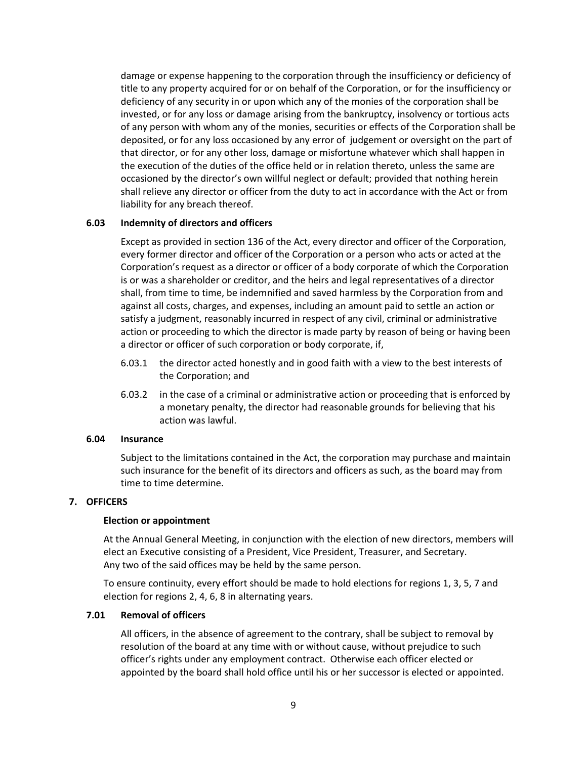damage or expense happening to the corporation through the insufficiency or deficiency of title to any property acquired for or on behalf of the Corporation, or for the insufficiency or deficiency of any security in or upon which any of the monies of the corporation shall be invested, or for any loss or damage arising from the bankruptcy, insolvency or tortious acts of any person with whom any of the monies, securities or effects of the Corporation shall be deposited, or for any loss occasioned by any error of judgement or oversight on the part of that director, or for any other loss, damage or misfortune whatever which shall happen in the execution of the duties of the office held or in relation thereto, unless the same are occasioned by the director's own willful neglect or default; provided that nothing herein shall relieve any director or officer from the duty to act in accordance with the Act or from liability for any breach thereof.

### 6.03 Indemnity of directors and officers

Except as provided in section 136 of the Act, every director and officer of the Corporation, every former director and officer of the Corporation or a person who acts or acted at the Corporation's request as a director or officer of a body corporate of which the Corporation is or was a shareholder or creditor, and the heirs and legal representatives of a director shall, from time to time, be indemnified and saved harmless by the Corporation from and against all costs, charges, and expenses, including an amount paid to settle an action or satisfy a judgment, reasonably incurred in respect of any civil, criminal or administrative action or proceeding to which the director is made party by reason of being or having been a director or officer of such corporation or body corporate, if,

6.03.1 the director acted honestly and in good faith with a view to the best interests of the Corporation; and

6.03.2 in the case of a criminal or administrative action or proceeding that is enforced by a monetary penalty, the director had reasonable grounds for believing that his action was lawful.

### 6.04 Insurance

Subject to the limitations contained in the Act, the corporation may purchase and maintain such insurance for the benefit of its directors and officers as such, as the board may from time to time determine.

## 7. OFFICERS

**Election or appointment**

At the Annual General Meeting, in conjunction with the election of new directors, members will elect an Executive consisting of a President, Vice President, Treasurer, and Secretary.
Any two of the said offices may be held by the same person.

To ensure continuity, every effort should be made to hold elections for regions 1, 3, 5, 7 and election for regions 2, 4, 6, 8 in alternating years.

### 7.01 Removal of officers

All officers, in the absence of agreement to the contrary, shall be subject to removal by resolution of the board at any time with or without cause, without prejudice to such officer's rights under any employment contract. Otherwise each officer elected or appointed by the board shall hold office until his or her successor is elected or appointed.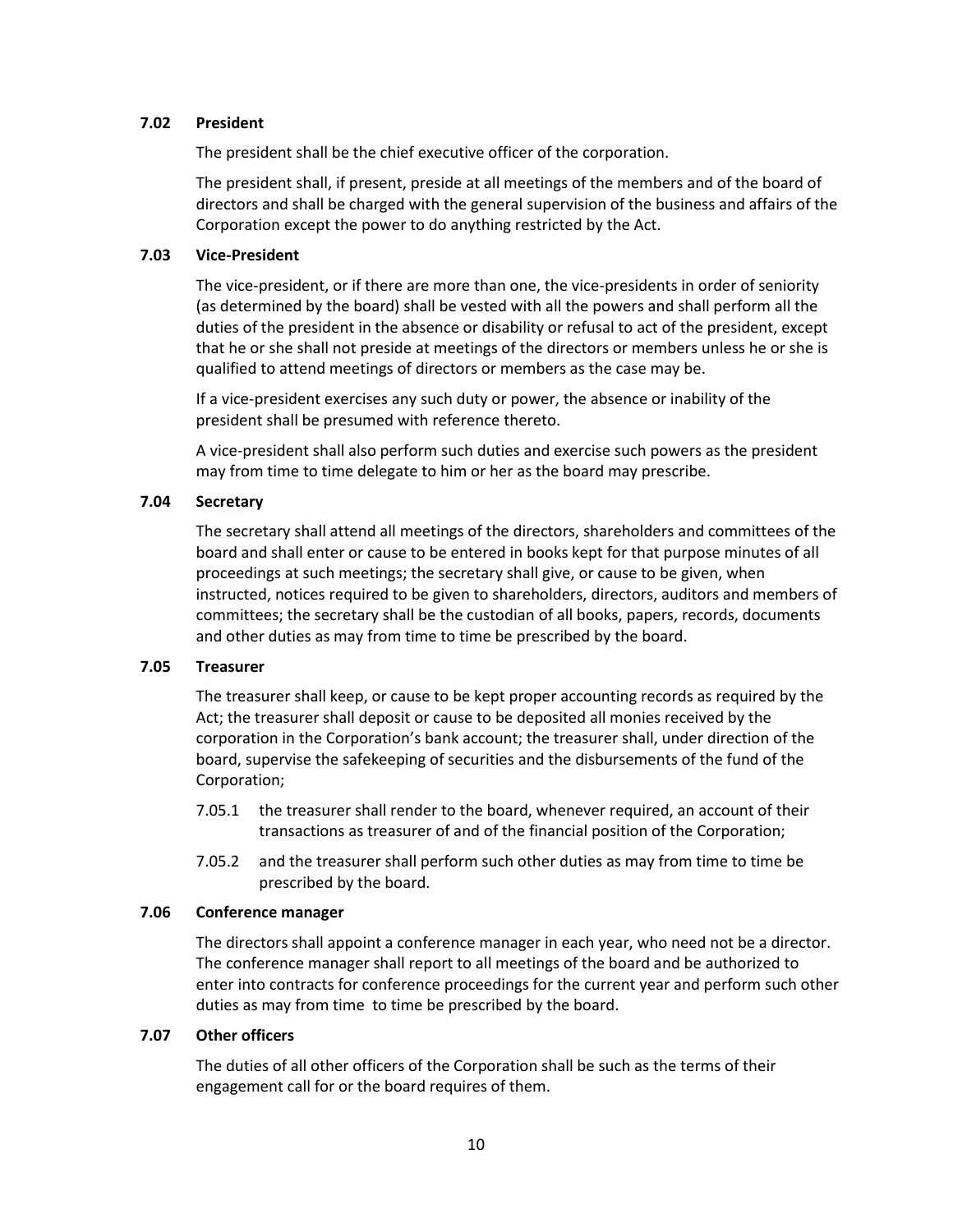### 7.02 President

The president shall be the chief executive officer of the corporation.

The president shall, if present, preside at all meetings of the members and of the board of directors and shall be charged with the general supervision of the business and affairs of the Corporation except the power to do anything restricted by the Act.

### 7.03 Vice-President

The vice-president, or if there are more than one, the vice-presidents in order of seniority (as determined by the board) shall be vested with all the powers and shall perform all the duties of the president in the absence or disability or refusal to act of the president, except that he or she shall not preside at meetings of the directors or members unless he or she is qualified to attend meetings of directors or members as the case may be.

If a vice-president exercises any such duty or power, the absence or inability of the president shall be presumed with reference thereto.

A vice-president shall also perform such duties and exercise such powers as the president may from time to time delegate to him or her as the board may prescribe.

### 7.04 Secretary

The secretary shall attend all meetings of the directors, shareholders and committees of the board and shall enter or cause to be entered in books kept for that purpose minutes of all proceedings at such meetings; the secretary shall give, or cause to be given, when instructed, notices required to be given to shareholders, directors, auditors and members of committees; the secretary shall be the custodian of all books, papers, records, documents and other duties as may from time to time be prescribed by the board.

### 7.05 Treasurer

The treasurer shall keep, or cause to be kept proper accounting records as required by the Act; the treasurer shall deposit or cause to be deposited all monies received by the corporation in the Corporation's bank account; the treasurer shall, under direction of the board, supervise the safekeeping of securities and the disbursements of the fund of the Corporation;

7.05.1 the treasurer shall render to the board, whenever required, an account of their transactions as treasurer of and of the financial position of the Corporation;

7.05.2 and the treasurer shall perform such other duties as may from time to time be prescribed by the board.

### 7.06 Conference manager

The directors shall appoint a conference manager in each year, who need not be a director. The conference manager shall report to all meetings of the board and be authorized to enter into contracts for conference proceedings for the current year and perform such other duties as may from time to time be prescribed by the board.

### 7.07 Other officers

The duties of all other officers of the Corporation shall be such as the terms of their engagement call for or the board requires of them.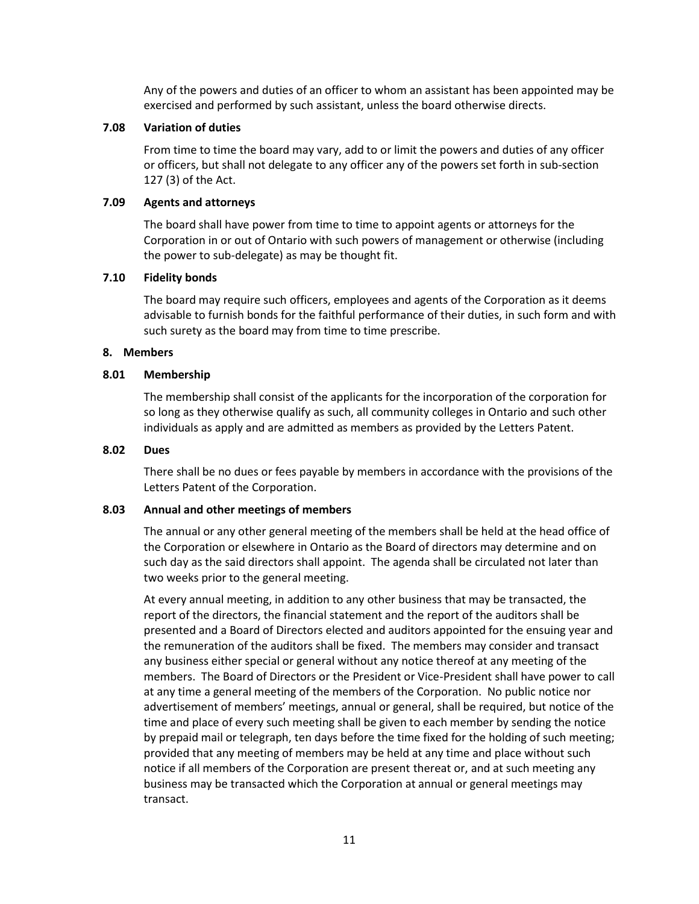Any of the powers and duties of an officer to whom an assistant has been appointed may be exercised and performed by such assistant, unless the board otherwise directs.

**7.08 Variation of duties**

From time to time the board may vary, add to or limit the powers and duties of any officer or officers, but shall not delegate to any officer any of the powers set forth in sub-section 127 (3) of the Act.

**7.09 Agents and attorneys**

The board shall have power from time to time to appoint agents or attorneys for the Corporation in or out of Ontario with such powers of management or otherwise (including the power to sub-delegate) as may be thought fit.

**7.10 Fidelity bonds**

The board may require such officers, employees and agents of the Corporation as it deems advisable to furnish bonds for the faithful performance of their duties, in such form and with such surety as the board may from time to time prescribe.

## 8. Members

**8.01 Membership**

The membership shall consist of the applicants for the incorporation of the corporation for so long as they otherwise qualify as such, all community colleges in Ontario and such other individuals as apply and are admitted as members as provided by the Letters Patent.

**8.02 Dues**

There shall be no dues or fees payable by members in accordance with the provisions of the Letters Patent of the Corporation.

**8.03 Annual and other meetings of members**

The annual or any other general meeting of the members shall be held at the head office of the Corporation or elsewhere in Ontario as the Board of directors may determine and on such day as the said directors shall appoint. The agenda shall be circulated not later than two weeks prior to the general meeting.

At every annual meeting, in addition to any other business that may be transacted, the report of the directors, the financial statement and the report of the auditors shall be presented and a Board of Directors elected and auditors appointed for the ensuing year and the remuneration of the auditors shall be fixed. The members may consider and transact any business either special or general without any notice thereof at any meeting of the members. The Board of Directors or the President or Vice-President shall have power to call at any time a general meeting of the members of the Corporation. No public notice nor advertisement of members' meetings, annual or general, shall be required, but notice of the time and place of every such meeting shall be given to each member by sending the notice by prepaid mail or telegraph, ten days before the time fixed for the holding of such meeting; provided that any meeting of members may be held at any time and place without such notice if all members of the Corporation are present thereat or, and at such meeting any business may be transacted which the Corporation at annual or general meetings may transact.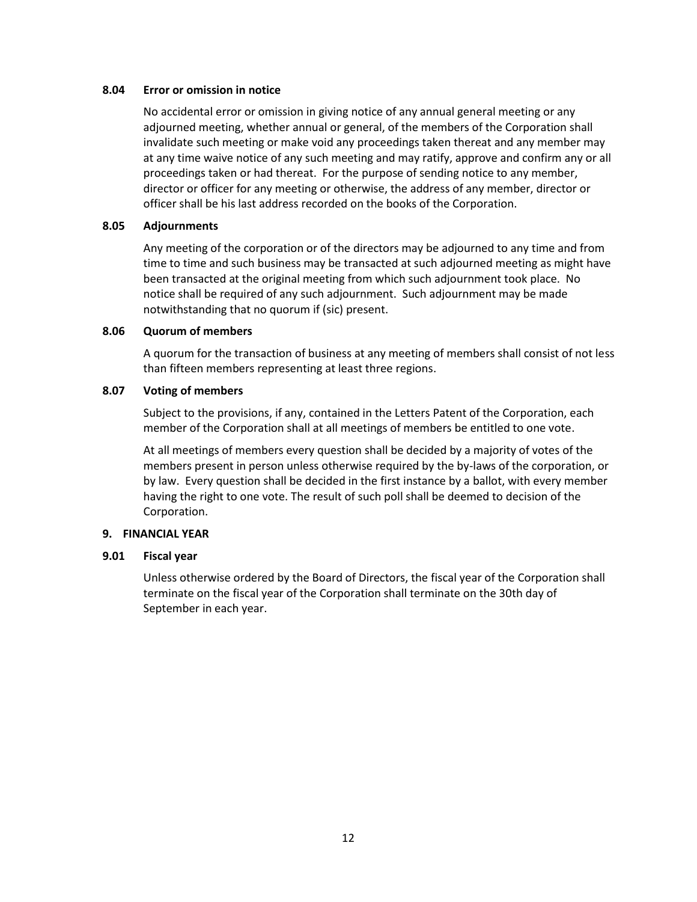### 8.04 Error or omission in notice

No accidental error or omission in giving notice of any annual general meeting or any adjourned meeting, whether annual or general, of the members of the Corporation shall invalidate such meeting or make void any proceedings taken thereat and any member may at any time waive notice of any such meeting and may ratify, approve and confirm any or all proceedings taken or had thereat. For the purpose of sending notice to any member, director or officer for any meeting or otherwise, the address of any member, director or officer shall be his last address recorded on the books of the Corporation.

### 8.05 Adjournments

Any meeting of the corporation or of the directors may be adjourned to any time and from time to time and such business may be transacted at such adjourned meeting as might have been transacted at the original meeting from which such adjournment took place. No notice shall be required of any such adjournment. Such adjournment may be made notwithstanding that no quorum if (sic) present.

### 8.06 Quorum of members

A quorum for the transaction of business at any meeting of members shall consist of not less than fifteen members representing at least three regions.

### 8.07 Voting of members

Subject to the provisions, if any, contained in the Letters Patent of the Corporation, each member of the Corporation shall at all meetings of members be entitled to one vote.

At all meetings of members every question shall be decided by a majority of votes of the members present in person unless otherwise required by the by-laws of the corporation, or by law. Every question shall be decided in the first instance by a ballot, with every member having the right to one vote. The result of such poll shall be deemed to decision of the Corporation.

## 9. FINANCIAL YEAR

### 9.01 Fiscal year

Unless otherwise ordered by the Board of Directors, the fiscal year of the Corporation shall terminate on the fiscal year of the Corporation shall terminate on the 30th day of September in each year.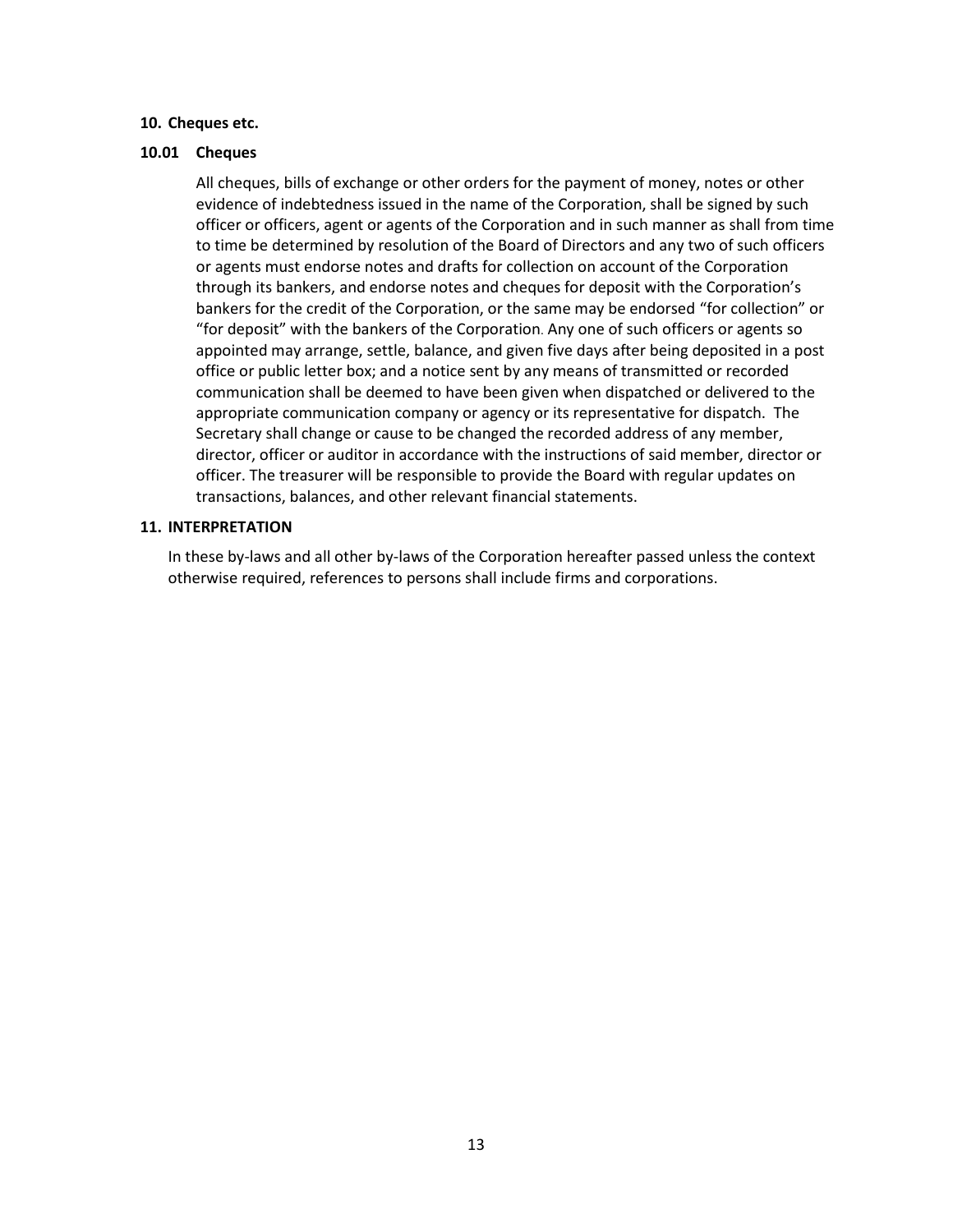## 10. Cheques etc.

### 10.01 Cheques

All cheques, bills of exchange or other orders for the payment of money, notes or other evidence of indebtedness issued in the name of the Corporation, shall be signed by such officer or officers, agent or agents of the Corporation and in such manner as shall from time to time be determined by resolution of the Board of Directors and any two of such officers or agents must endorse notes and drafts for collection on account of the Corporation through its bankers, and endorse notes and cheques for deposit with the Corporation's bankers for the credit of the Corporation, or the same may be endorsed "for collection" or "for deposit" with the bankers of the Corporation. Any one of such officers or agents so appointed may arrange, settle, balance, and given five days after being deposited in a post office or public letter box; and a notice sent by any means of transmitted or recorded communication shall be deemed to have been given when dispatched or delivered to the appropriate communication company or agency or its representative for dispatch. The Secretary shall change or cause to be changed the recorded address of any member, director, officer or auditor in accordance with the instructions of said member, director or officer. The treasurer will be responsible to provide the Board with regular updates on transactions, balances, and other relevant financial statements.

## 11. INTERPRETATION

In these by-laws and all other by-laws of the Corporation hereafter passed unless the context otherwise required, references to persons shall include firms and corporations.